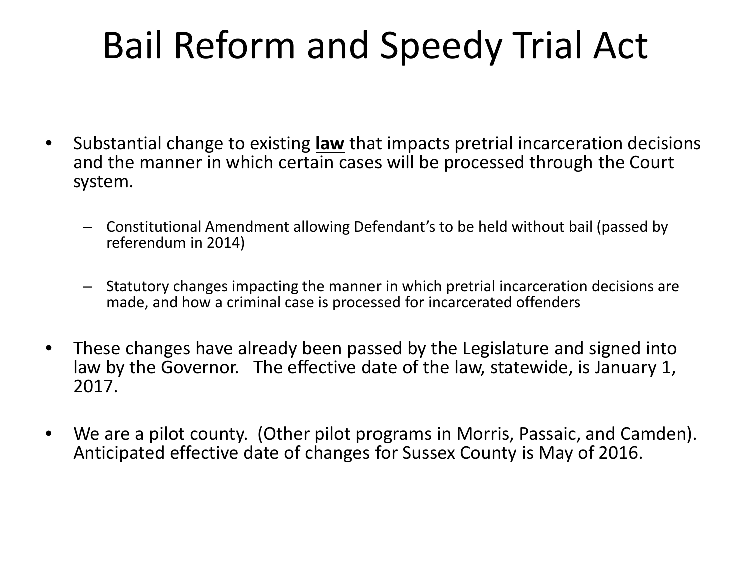# Bail Reform and Speedy Trial Act

- Substantial change to existing **<u>law</u>** that impacts pretrial incarceration decisions and the manner in which certain cases will be processed through the Court system.
  - Constitutional Amendment allowing Defendant's to be held without bail (passed by referendum in 2014)
  - Statutory changes impacting the manner in which pretrial incarceration decisions are made, and how a criminal case is processed for incarcerated offenders
- These changes have already been passed by the Legislature and signed into law by the Governor. The effective date of the law, statewide, is January 1, 2017.
- We are a pilot county. (Other pilot programs in Morris, Passaic, and Camden). Anticipated effective date of changes for Sussex County is May of 2016.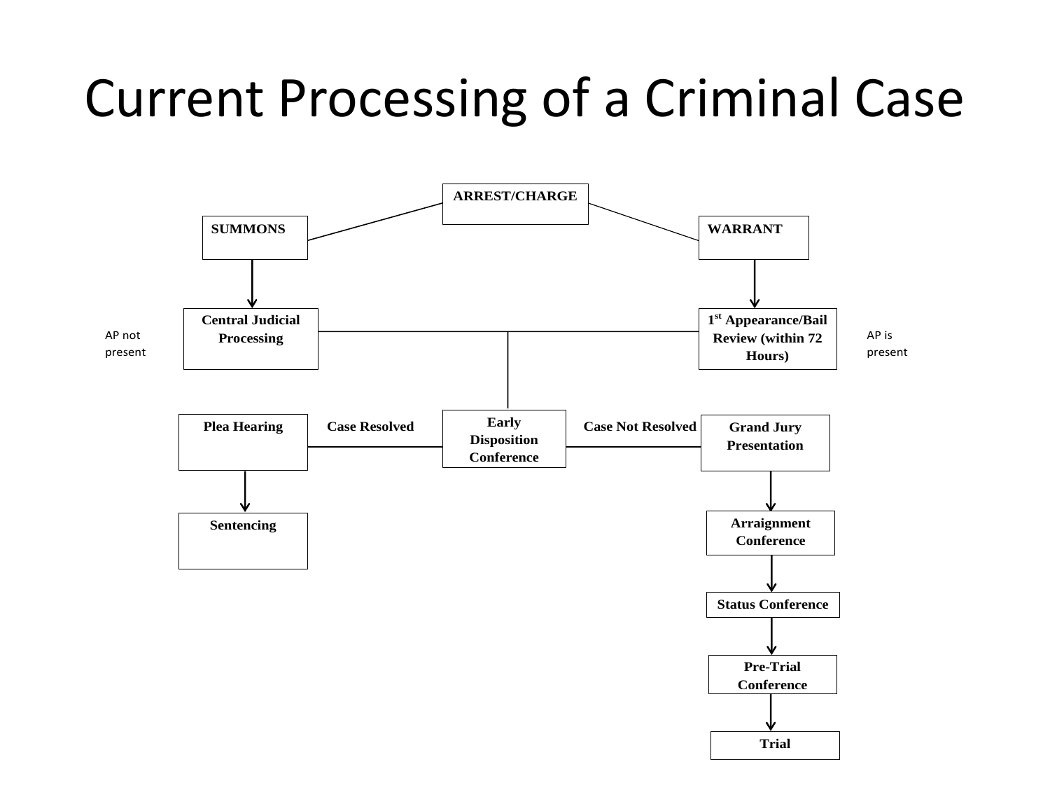# Current Processing of a Criminal Case

**ARREST/CHARGE**

**SUMMONS**

**WARRANT**

AP not present

**Central Judicial Processing**

**1st Appearance/Bail Review (within 72 Hours)**

AP is present

**Plea Hearing**

**Case Resolved**

**Early Disposition Conference**

**Case Not Resolved**

**Grand Jury Presentation**

**Sentencing**

**Arraignment Conference**

**Status Conference**

**Pre-Trial Conference**

**Trial**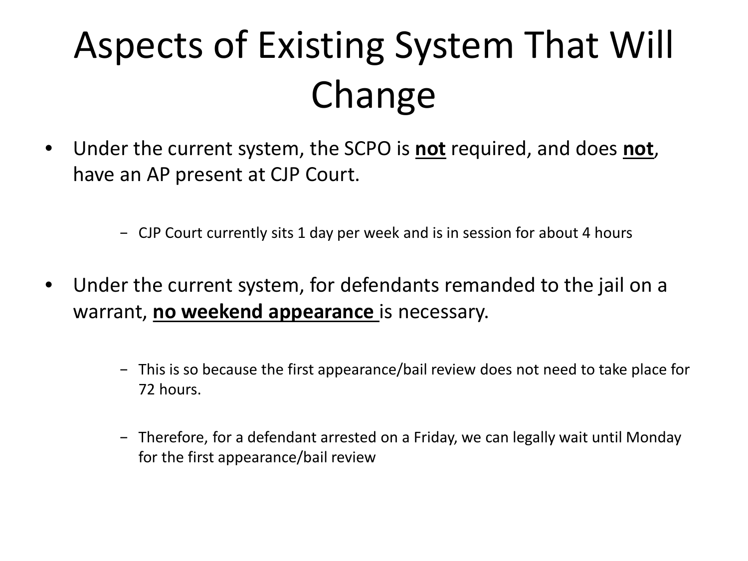# Aspects of Existing System That Will Change

- Under the current system, the SCPO is **<u>not</u>** required, and does **<u>not</u>**, have an AP present at CJP Court.
  - CJP Court currently sits 1 day per week and is in session for about 4 hours
- Under the current system, for defendants remanded to the jail on a warrant, **<u>no weekend appearance</u>** is necessary.
  - This is so because the first appearance/bail review does not need to take place for 72 hours.
  - Therefore, for a defendant arrested on a Friday, we can legally wait until Monday for the first appearance/bail review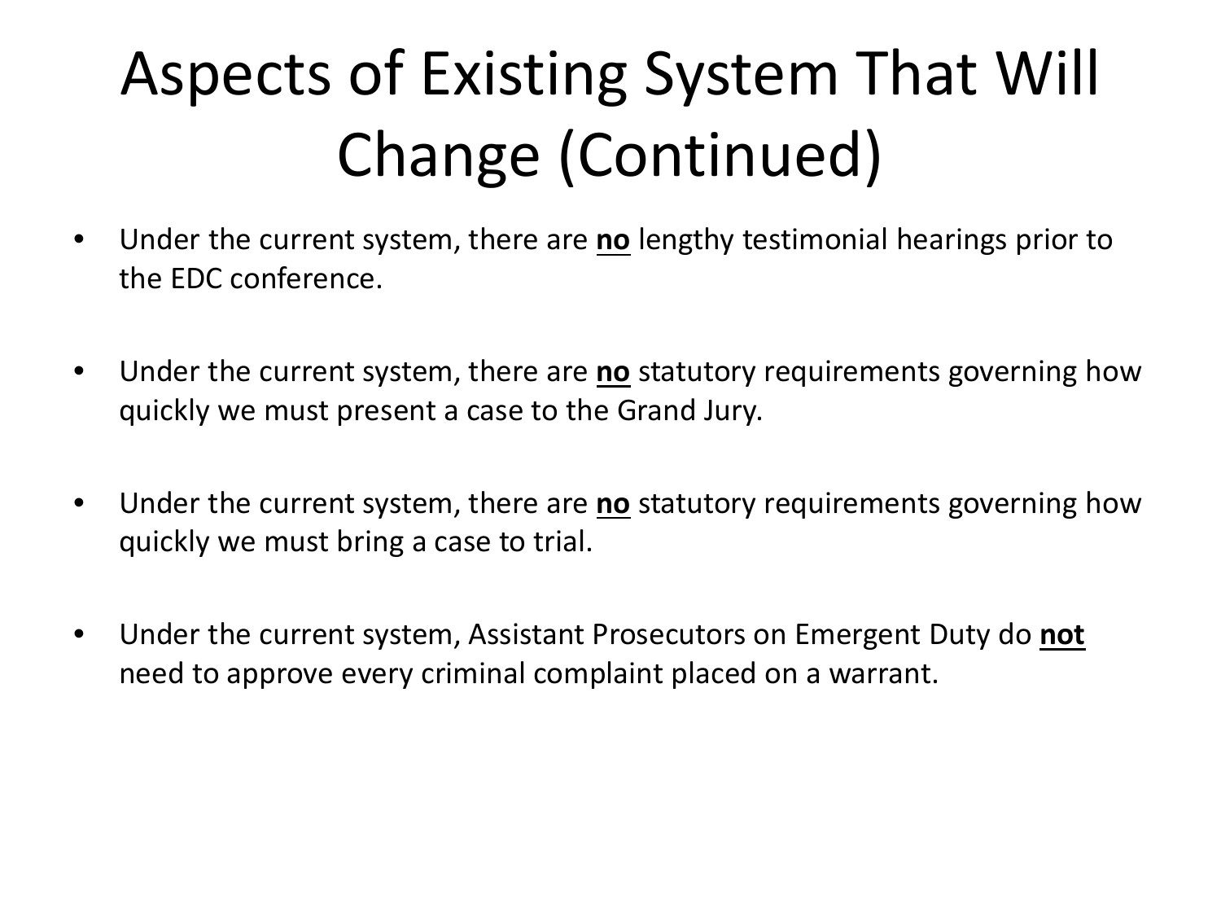# Aspects of Existing System That Will Change (Continued)

- Under the current system, there are **<u>no</u>** lengthy testimonial hearings prior to the EDC conference.
- Under the current system, there are **<u>no</u>** statutory requirements governing how quickly we must present a case to the Grand Jury.
- Under the current system, there are **<u>no</u>** statutory requirements governing how quickly we must bring a case to trial.
- Under the current system, Assistant Prosecutors on Emergent Duty do **<u>not</u>** need to approve every criminal complaint placed on a warrant.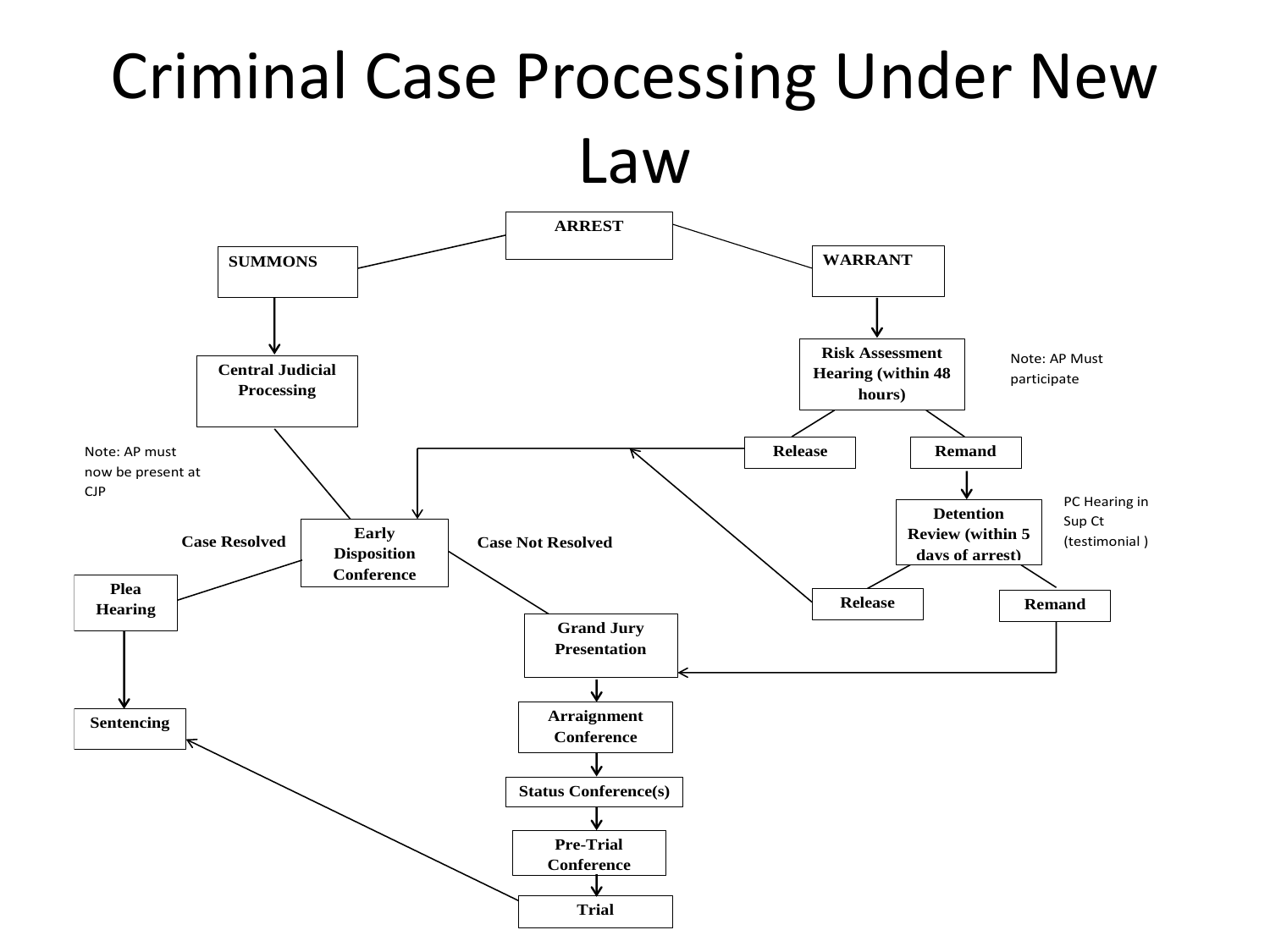# Criminal Case Processing Under New Law

ARREST

SUMMONS

WARRANT

Central Judicial Processing

Note: AP must now be present at CJP

Risk Assessment Hearing (within 48 hours)

Note: AP Must participate

Release

Remand

Detention Review (within 5 days of arrest)

PC Hearing in Sup Ct (testimonial )

Release

Remand

Case Resolved

Early Disposition Conference

Case Not Resolved

Plea Hearing

Sentencing

Grand Jury Presentation

Arraignment Conference

Status Conference(s)

Pre-Trial Conference

Trial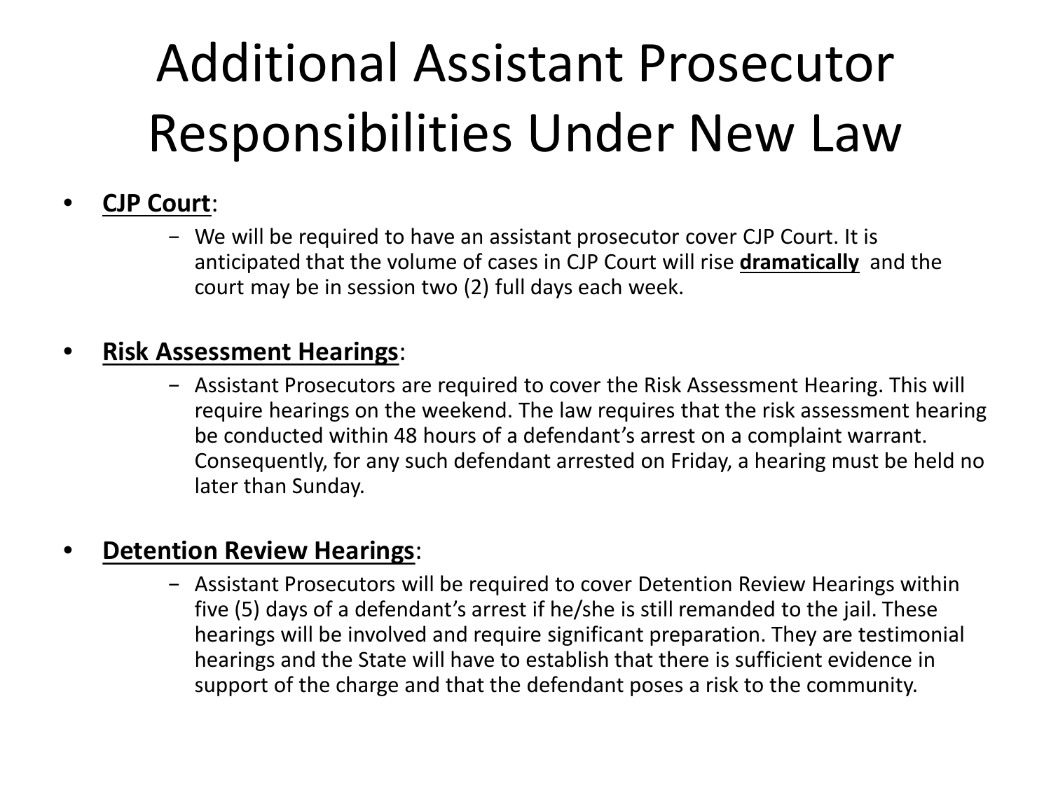# Additional Assistant Prosecutor Responsibilities Under New Law

- **CJP Court**:
  - We will be required to have an assistant prosecutor cover CJP Court. It is anticipated that the volume of cases in CJP Court will rise **dramatically** and the court may be in session two (2) full days each week.

- **Risk Assessment Hearings**:
  - Assistant Prosecutors are required to cover the Risk Assessment Hearing. This will require hearings on the weekend. The law requires that the risk assessment hearing be conducted within 48 hours of a defendant's arrest on a complaint warrant. Consequently, for any such defendant arrested on Friday, a hearing must be held no later than Sunday.

- **Detention Review Hearings**:
  - Assistant Prosecutors will be required to cover Detention Review Hearings within five (5) days of a defendant's arrest if he/she is still remanded to the jail. These hearings will be involved and require significant preparation. They are testimonial hearings and the State will have to establish that there is sufficient evidence in support of the charge and that the defendant poses a risk to the community.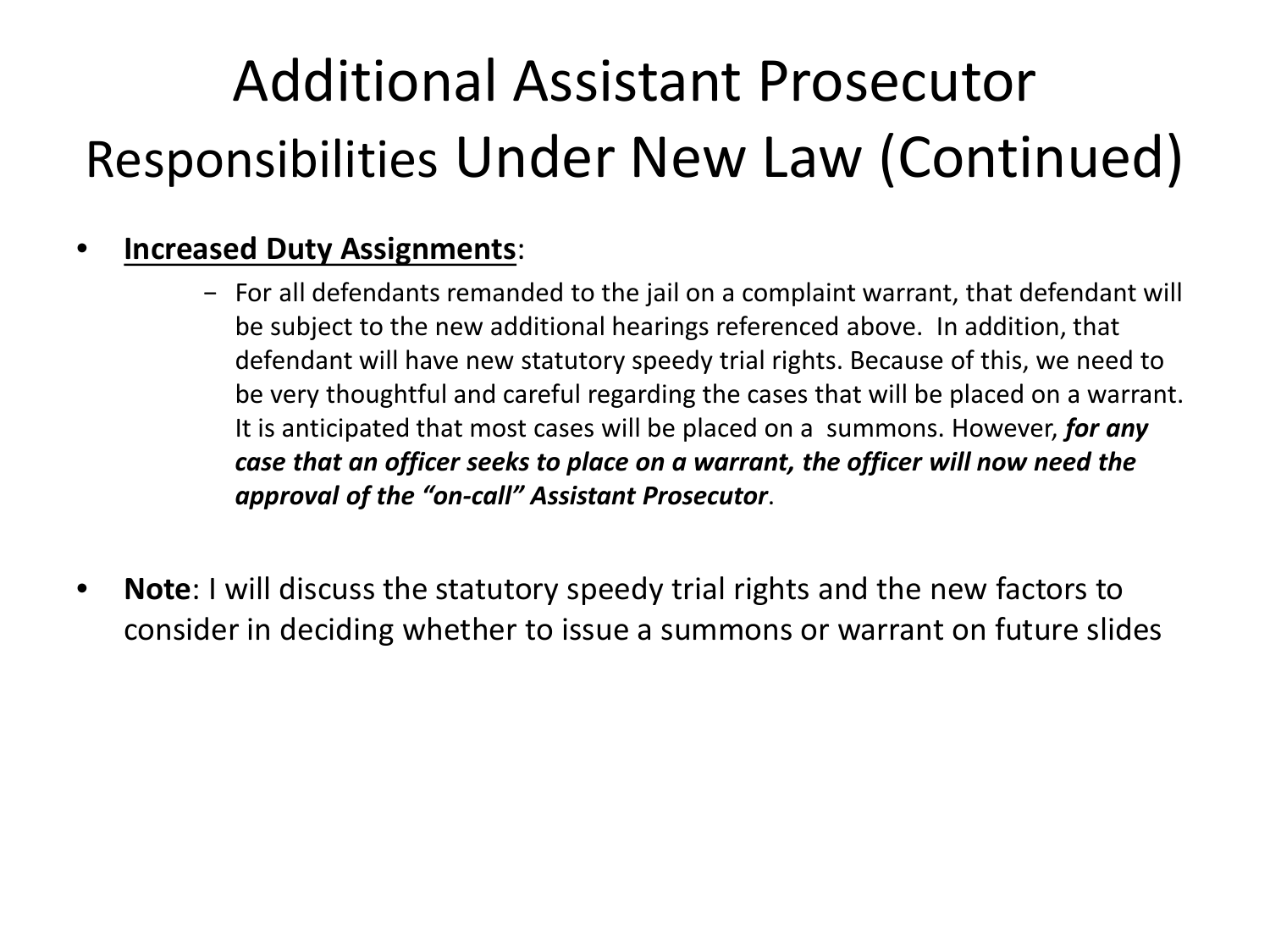# Additional Assistant Prosecutor Responsibilities Under New Law (Continued)

- **Increased Duty Assignments**:
  - For all defendants remanded to the jail on a complaint warrant, that defendant will be subject to the new additional hearings referenced above. In addition, that defendant will have new statutory speedy trial rights. Because of this, we need to be very thoughtful and careful regarding the cases that will be placed on a warrant. It is anticipated that most cases will be placed on a summons. However, ***for any case that an officer seeks to place on a warrant, the officer will now need the approval of the "on-call" Assistant Prosecutor***.

- **Note**: I will discuss the statutory speedy trial rights and the new factors to consider in deciding whether to issue a summons or warrant on future slides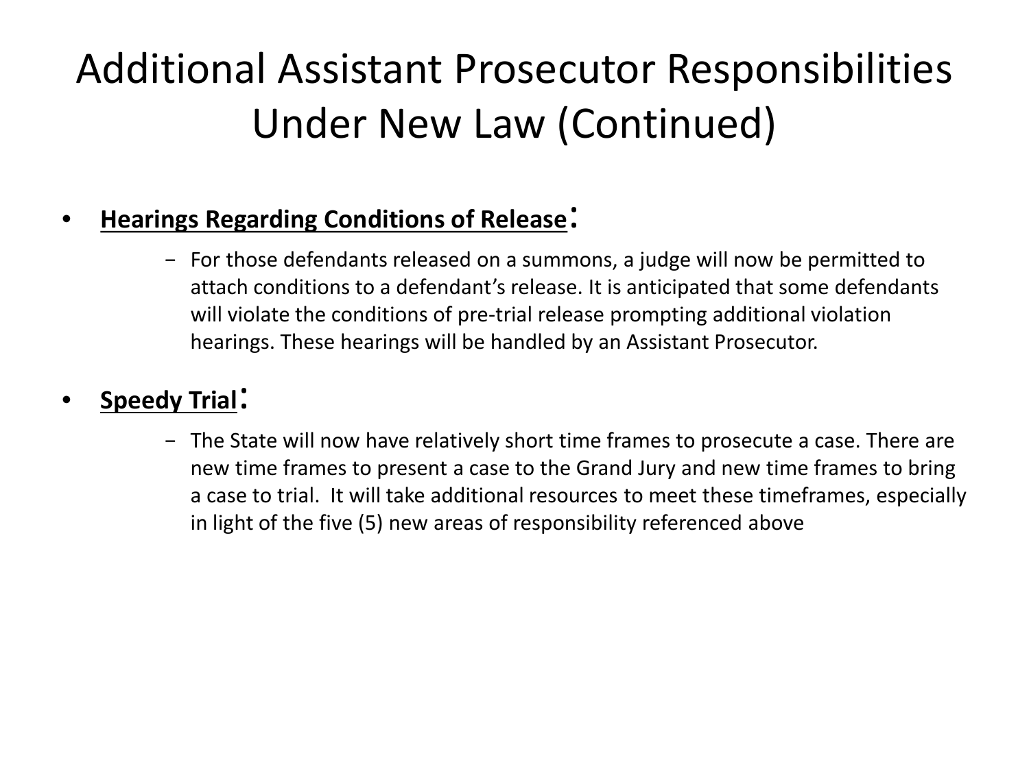# Additional Assistant Prosecutor Responsibilities Under New Law (Continued)

- **Hearings Regarding Conditions of Release:**
  - For those defendants released on a summons, a judge will now be permitted to attach conditions to a defendant's release. It is anticipated that some defendants will violate the conditions of pre-trial release prompting additional violation hearings. These hearings will be handled by an Assistant Prosecutor.

- **Speedy Trial:**
  - The State will now have relatively short time frames to prosecute a case. There are new time frames to present a case to the Grand Jury and new time frames to bring a case to trial. It will take additional resources to meet these timeframes, especially in light of the five (5) new areas of responsibility referenced above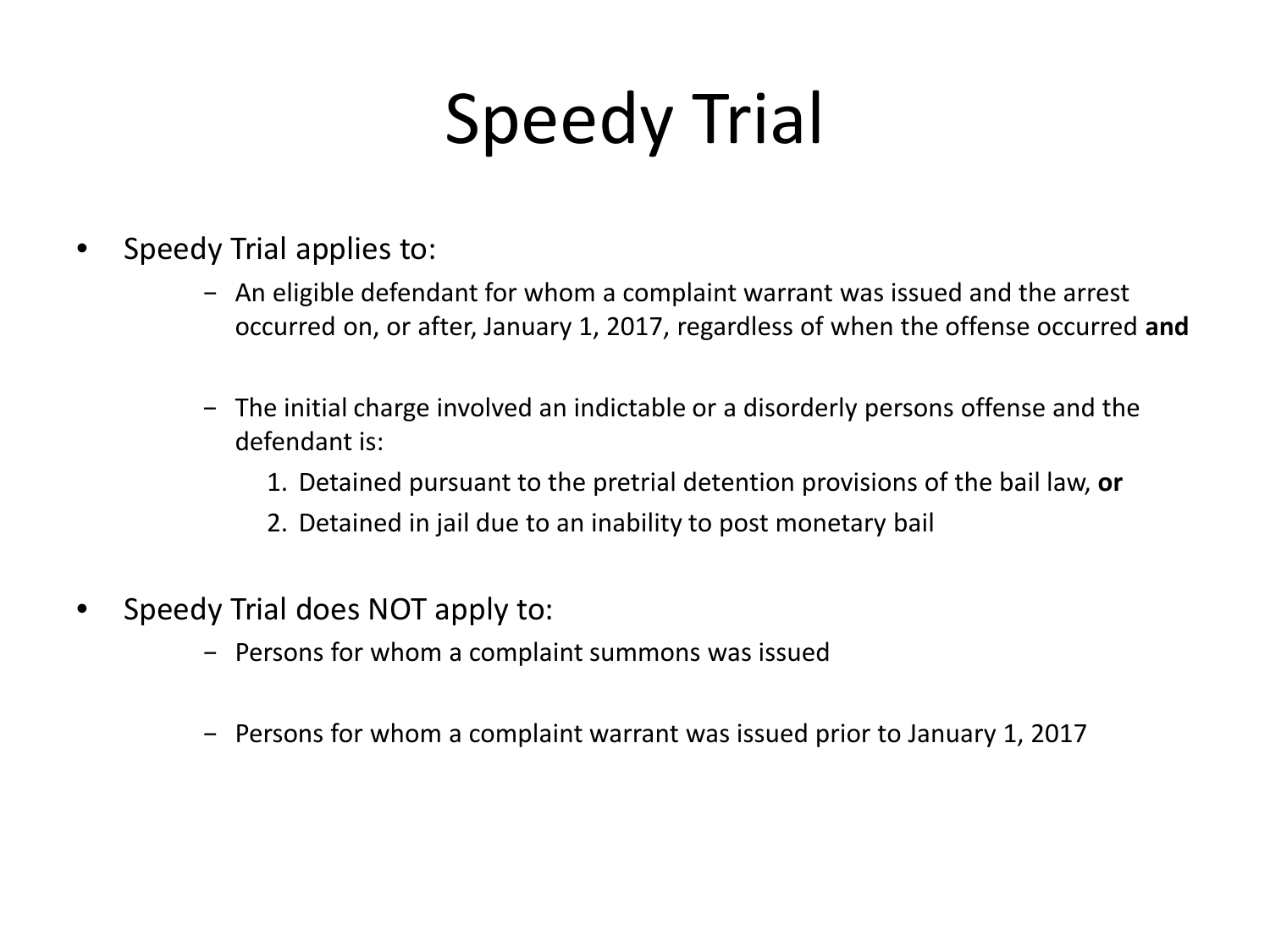# Speedy Trial

- Speedy Trial applies to:
  - An eligible defendant for whom a complaint warrant was issued and the arrest occurred on, or after, January 1, 2017, regardless of when the offense occurred **and**
  - The initial charge involved an indictable or a disorderly persons offense and the defendant is:
    1. Detained pursuant to the pretrial detention provisions of the bail law, **or**
    2. Detained in jail due to an inability to post monetary bail
- Speedy Trial does NOT apply to:
  - Persons for whom a complaint summons was issued
  - Persons for whom a complaint warrant was issued prior to January 1, 2017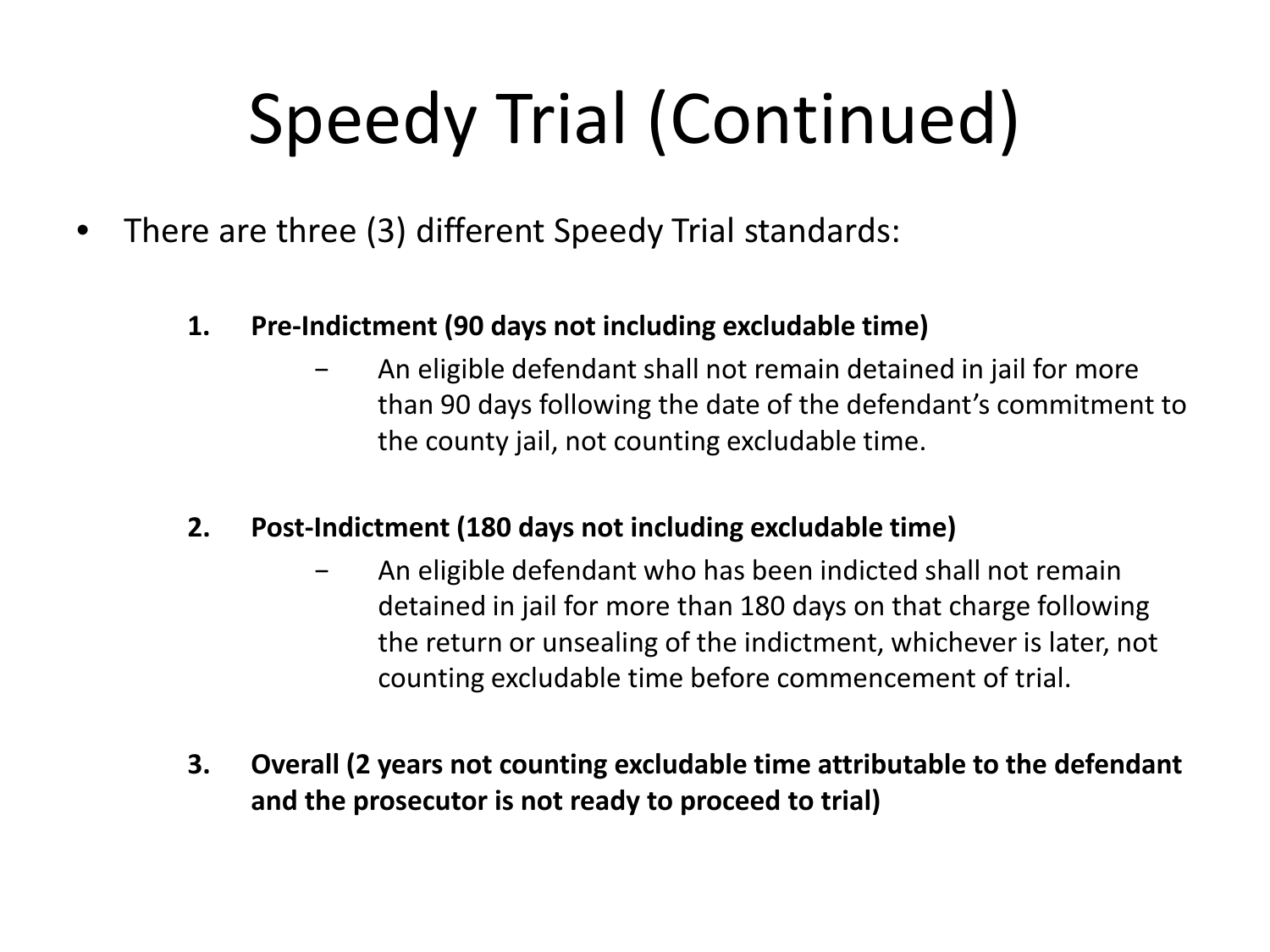# Speedy Trial (Continued)

- There are three (3) different Speedy Trial standards:

  1. **Pre-Indictment (90 days not including excludable time)**
     - An eligible defendant shall not remain detained in jail for more than 90 days following the date of the defendant's commitment to the county jail, not counting excludable time.

  2. **Post-Indictment (180 days not including excludable time)**
     - An eligible defendant who has been indicted shall not remain detained in jail for more than 180 days on that charge following the return or unsealing of the indictment, whichever is later, not counting excludable time before commencement of trial.

  3. **Overall (2 years not counting excludable time attributable to the defendant and the prosecutor is not ready to proceed to trial)**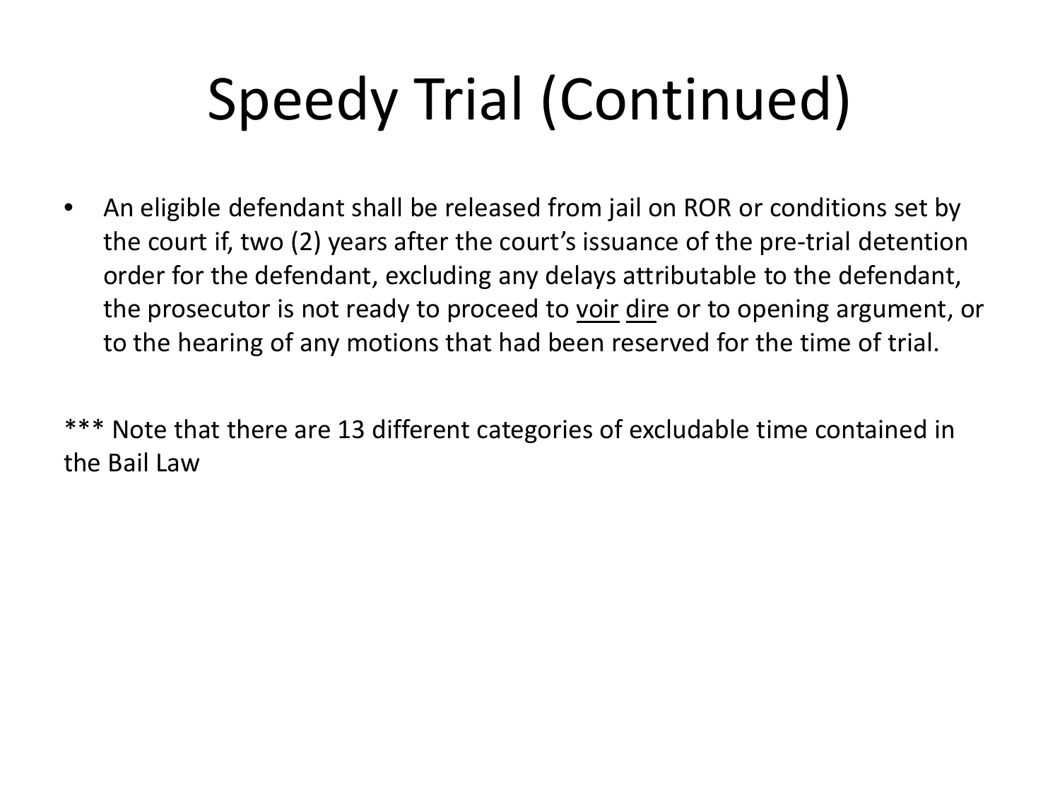# Speedy Trial (Continued)

- An eligible defendant shall be released from jail on ROR or conditions set by the court if, two (2) years after the court's issuance of the pre-trial detention order for the defendant, excluding any delays attributable to the defendant, the prosecutor is not ready to proceed to voir dire or to opening argument, or to the hearing of any motions that had been reserved for the time of trial.

*** Note that there are 13 different categories of excludable time contained in the Bail Law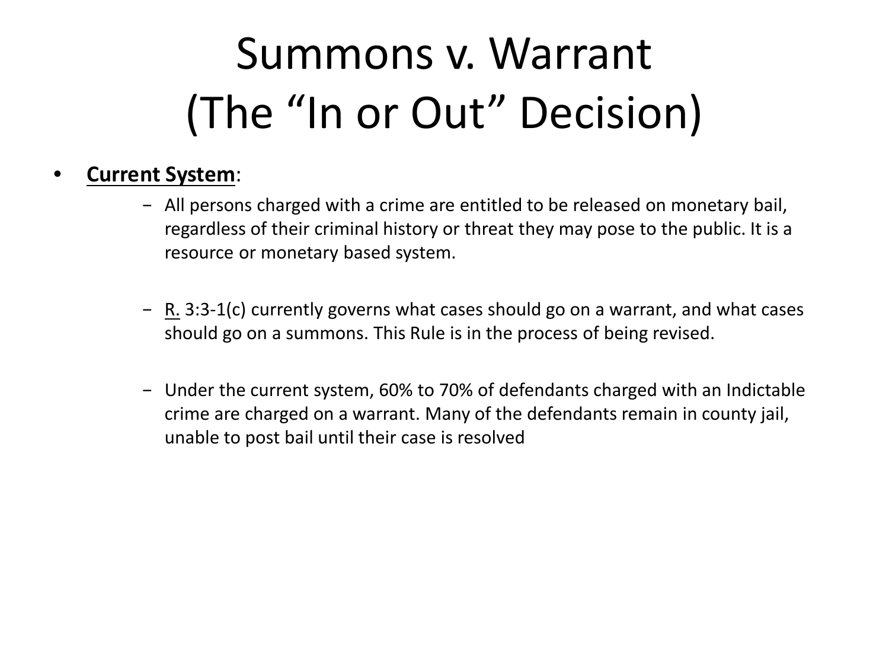# Summons v. Warrant (The "In or Out" Decision)

- **Current System**:
  - All persons charged with a crime are entitled to be released on monetary bail, regardless of their criminal history or threat they may pose to the public. It is a resource or monetary based system.
  - R. 3:3-1(c) currently governs what cases should go on a warrant, and what cases should go on a summons. This Rule is in the process of being revised.
  - Under the current system, 60% to 70% of defendants charged with an Indictable crime are charged on a warrant. Many of the defendants remain in county jail, unable to post bail until their case is resolved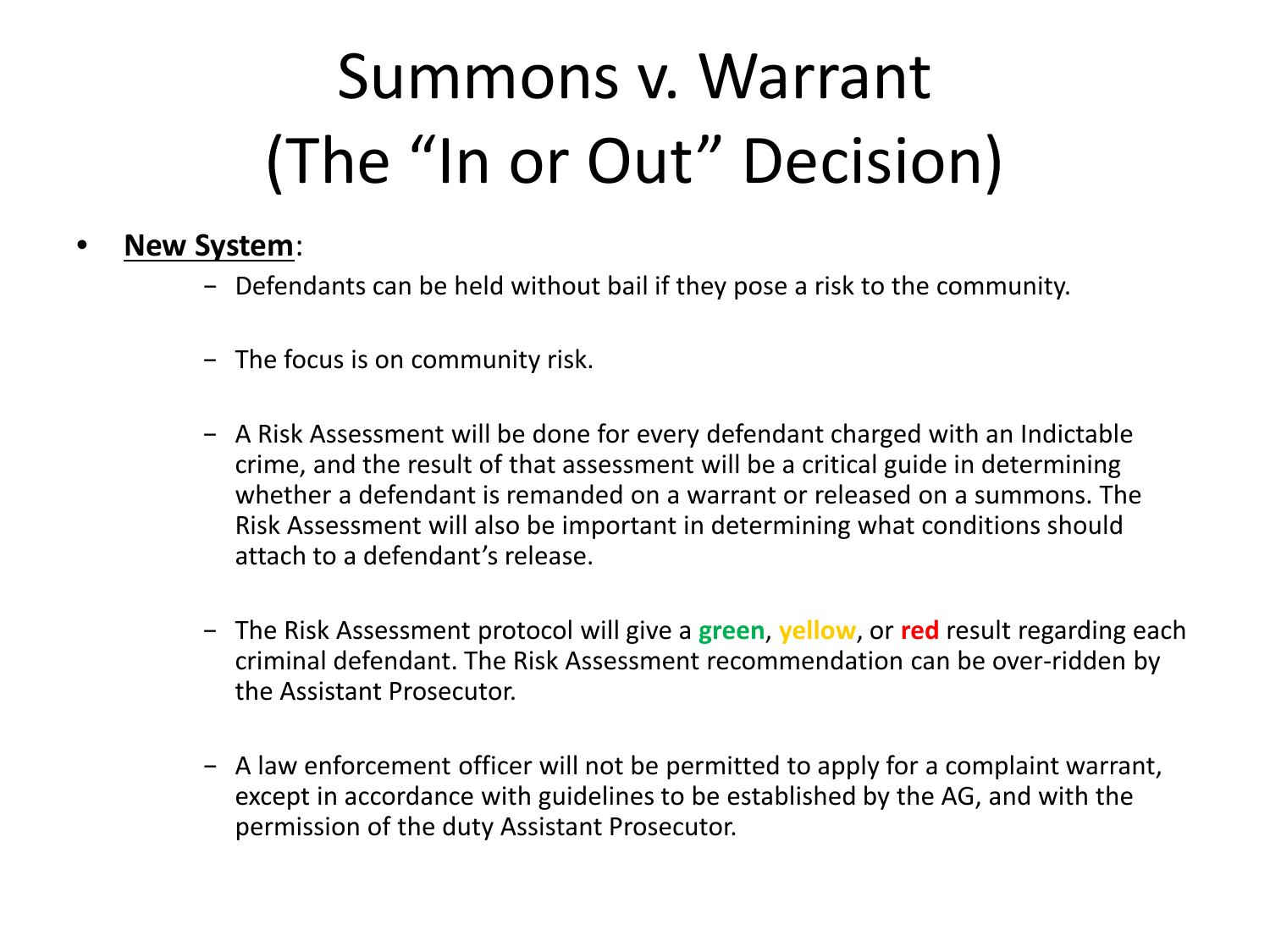# Summons v. Warrant (The "In or Out" Decision)

- **New System**:
  - Defendants can be held without bail if they pose a risk to the community.
  - The focus is on community risk.
  - A Risk Assessment will be done for every defendant charged with an Indictable crime, and the result of that assessment will be a critical guide in determining whether a defendant is remanded on a warrant or released on a summons. The Risk Assessment will also be important in determining what conditions should attach to a defendant's release.
  - The Risk Assessment protocol will give a **green**, **yellow**, or **red** result regarding each criminal defendant. The Risk Assessment recommendation can be over-ridden by the Assistant Prosecutor.
  - A law enforcement officer will not be permitted to apply for a complaint warrant, except in accordance with guidelines to be established by the AG, and with the permission of the duty Assistant Prosecutor.